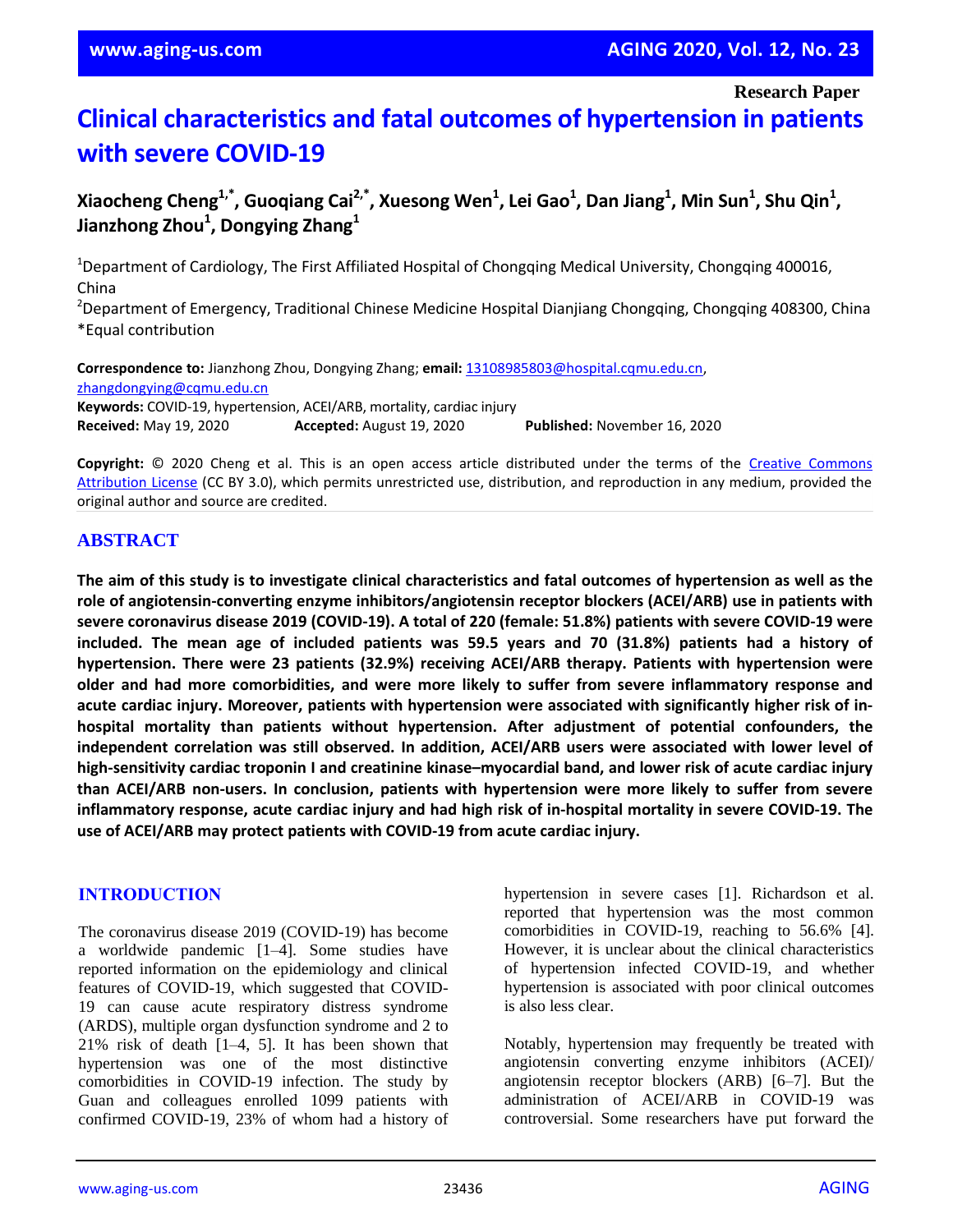Research Paper

# Clinical characteristics and fatal outcomes of hypertension in patients with severe COVID-19

**Xiaocheng Cheng[1,*], Guoqiang Cai[2,*], Xuesong Wen[1], Lei Gao[1], Dan Jiang[1], Min Sun[1], Shu Qin[1], Jianzhong Zhou[1], Dongying Zhang[1]**

[1]Department of Cardiology, The First Affiliated Hospital of Chongqing Medical University, Chongqing 400016, China
[2]Department of Emergency, Traditional Chinese Medicine Hospital Dianjiang Chongqing, Chongqing 408300, China
*Equal contribution

**Correspondence to:** Jianzhong Zhou, Dongying Zhang; **email:** 13108985803@hospital.cqmu.edu.cn, zhangdongying@cqmu.edu.cn
**Keywords:** COVID-19, hypertension, ACEI/ARB, mortality, cardiac injury
**Received:** May 19, 2020 **Accepted:** August 19, 2020 **Published:** November 16, 2020

**Copyright:** © 2020 Cheng et al. This is an open access article distributed under the terms of the Creative Commons Attribution License (CC BY 3.0), which permits unrestricted use, distribution, and reproduction in any medium, provided the original author and source are credited.

## ABSTRACT

**The aim of this study is to investigate clinical characteristics and fatal outcomes of hypertension as well as the role of angiotensin-converting enzyme inhibitors/angiotensin receptor blockers (ACEI/ARB) use in patients with severe coronavirus disease 2019 (COVID-19). A total of 220 (female: 51.8%) patients with severe COVID-19 were included. The mean age of included patients was 59.5 years and 70 (31.8%) patients had a history of hypertension. There were 23 patients (32.9%) receiving ACEI/ARB therapy. Patients with hypertension were older and had more comorbidities, and were more likely to suffer from severe inflammatory response and acute cardiac injury. Moreover, patients with hypertension were associated with significantly higher risk of in-hospital mortality than patients without hypertension. After adjustment of potential confounders, the independent correlation was still observed. In addition, ACEI/ARB users were associated with lower level of high-sensitivity cardiac troponin I and creatinine kinase–myocardial band, and lower risk of acute cardiac injury than ACEI/ARB non-users. In conclusion, patients with hypertension were more likely to suffer from severe inflammatory response, acute cardiac injury and had high risk of in-hospital mortality in severe COVID-19. The use of ACEI/ARB may protect patients with COVID-19 from acute cardiac injury.**

## INTRODUCTION

The coronavirus disease 2019 (COVID-19) has become a worldwide pandemic [1–4]. Some studies have reported information on the epidemiology and clinical features of COVID-19, which suggested that COVID-19 can cause acute respiratory distress syndrome (ARDS), multiple organ dysfunction syndrome and 2 to 21% risk of death [1–4, 5]. It has been shown that hypertension was one of the most distinctive comorbidities in COVID-19 infection. The study by Guan and colleagues enrolled 1099 patients with confirmed COVID-19, 23% of whom had a history of hypertension in severe cases [1]. Richardson et al. reported that hypertension was the most common comorbidities in COVID-19, reaching to 56.6% [4]. However, it is unclear about the clinical characteristics of hypertension infected COVID-19, and whether hypertension is associated with poor clinical outcomes is also less clear.

Notably, hypertension may frequently be treated with angiotensin converting enzyme inhibitors (ACEI)/ angiotensin receptor blockers (ARB) [6–7]. But the administration of ACEI/ARB in COVID-19 was controversial. Some researchers have put forward the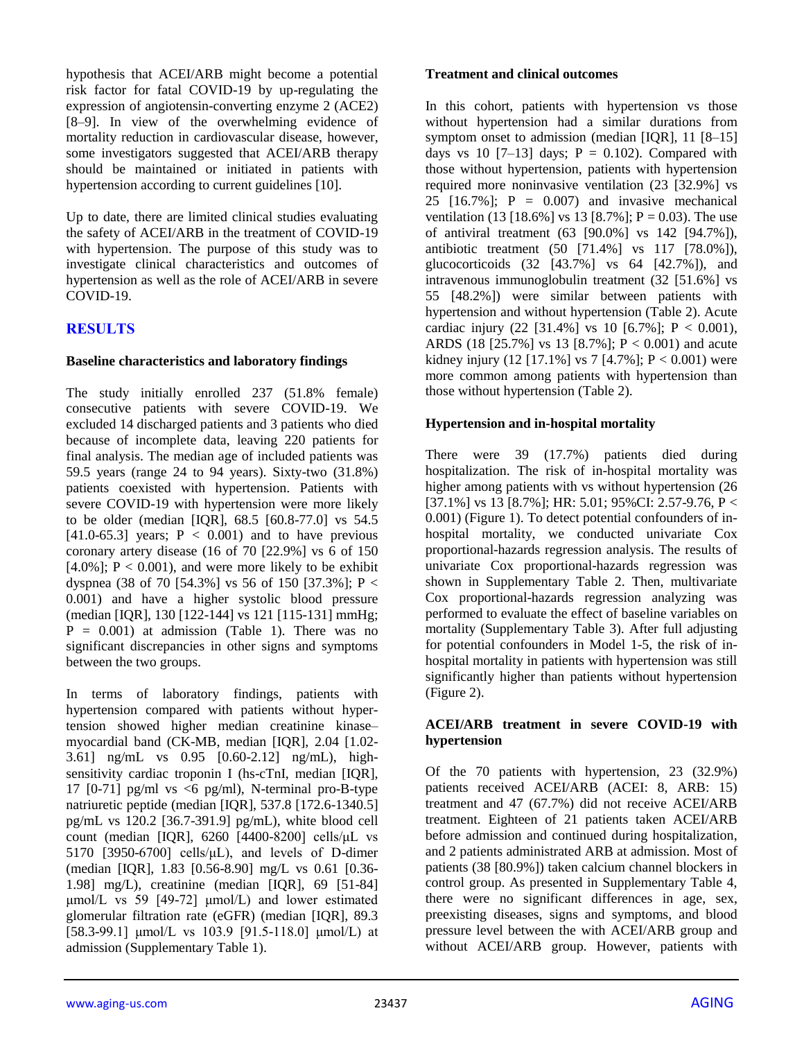hypothesis that ACEI/ARB might become a potential risk factor for fatal COVID-19 by up-regulating the expression of angiotensin-converting enzyme 2 (ACE2) [8–9]. In view of the overwhelming evidence of mortality reduction in cardiovascular disease, however, some investigators suggested that ACEI/ARB therapy should be maintained or initiated in patients with hypertension according to current guidelines [10].

Up to date, there are limited clinical studies evaluating the safety of ACEI/ARB in the treatment of COVID-19 with hypertension. The purpose of this study was to investigate clinical characteristics and outcomes of hypertension as well as the role of ACEI/ARB in severe COVID-19.

## RESULTS

### Baseline characteristics and laboratory findings

The study initially enrolled 237 (51.8% female) consecutive patients with severe COVID-19. We excluded 14 discharged patients and 3 patients who died because of incomplete data, leaving 220 patients for final analysis. The median age of included patients was 59.5 years (range 24 to 94 years). Sixty-two (31.8%) patients coexisted with hypertension. Patients with severe COVID-19 with hypertension were more likely to be older (median [IQR], 68.5 [60.8-77.0] vs 54.5 [41.0-65.3] years; $P < 0.001$) and to have previous coronary artery disease (16 of 70 [22.9%] vs 6 of 150 [4.0%]; $P < 0.001$), and were more likely to be exhibit dyspnea (38 of 70 [54.3%] vs 56 of 150 [37.3%]; $P < 0.001$) and have a higher systolic blood pressure (median [IQR], 130 [122-144] vs 121 [115-131] mmHg; $P = 0.001$) at admission (Table 1). There was no significant discrepancies in other signs and symptoms between the two groups.

In terms of laboratory findings, patients with hypertension compared with patients without hypertension showed higher median creatinine kinase–myocardial band (CK-MB, median [IQR], 2.04 [1.02-3.61] ng/mL vs 0.95 [0.60-2.12] ng/mL), high-sensitivity cardiac troponin I (hs-cTnI, median [IQR], 17 [0-71] pg/ml vs <6 pg/ml), N-terminal pro-B-type natriuretic peptide (median [IQR], 537.8 [172.6-1340.5] pg/mL vs 120.2 [36.7-391.9] pg/mL), white blood cell count (median [IQR], 6260 [4400-8200] cells/μL vs 5170 [3950-6700] cells/μL), and levels of D-dimer (median [IQR], 1.83 [0.56-8.90] mg/L vs 0.61 [0.36-1.98] mg/L), creatinine (median [IQR], 69 [51-84] μmol/L vs 59 [49-72] μmol/L) and lower estimated glomerular filtration rate (eGFR) (median [IQR], 89.3 [58.3-99.1] μmol/L vs 103.9 [91.5-118.0] μmol/L) at admission (Supplementary Table 1).

### Treatment and clinical outcomes

In this cohort, patients with hypertension vs those without hypertension had a similar durations from symptom onset to admission (median [IQR], 11 [8–15] days vs 10 [7–13] days; $P = 0.102$). Compared with those without hypertension, patients with hypertension required more noninvasive ventilation (23 [32.9%] vs 25 [16.7%]; $P = 0.007$) and invasive mechanical ventilation (13 [18.6%] vs 13 [8.7%]; $P = 0.03$). The use of antiviral treatment (63 [90.0%] vs 142 [94.7%]), antibiotic treatment (50 [71.4%] vs 117 [78.0%]), glucocorticoids (32 [43.7%] vs 64 [42.7%]), and intravenous immunoglobulin treatment (32 [51.6%] vs 55 [48.2%]) were similar between patients with hypertension and without hypertension (Table 2). Acute cardiac injury (22 [31.4%] vs 10 [6.7%]; $P < 0.001$), ARDS (18 [25.7%] vs 13 [8.7%]; $P < 0.001$) and acute kidney injury (12 [17.1%] vs 7 [4.7%]; $P < 0.001$) were more common among patients with hypertension than those without hypertension (Table 2).

### Hypertension and in-hospital mortality

There were 39 (17.7%) patients died during hospitalization. The risk of in-hospital mortality was higher among patients with vs without hypertension (26 [37.1%] vs 13 [8.7%]; HR: 5.01; 95%CI: 2.57-9.76, $P < 0.001$) (Figure 1). To detect potential confounders of in-hospital mortality, we conducted univariate Cox proportional-hazards regression analysis. The results of univariate Cox proportional-hazards regression was shown in Supplementary Table 2. Then, multivariate Cox proportional-hazards regression analyzing was performed to evaluate the effect of baseline variables on mortality (Supplementary Table 3). After full adjusting for potential confounders in Model 1-5, the risk of in-hospital mortality in patients with hypertension was still significantly higher than patients without hypertension (Figure 2).

### ACEI/ARB treatment in severe COVID-19 with hypertension

Of the 70 patients with hypertension, 23 (32.9%) patients received ACEI/ARB (ACEI: 8, ARB: 15) treatment and 47 (67.7%) did not receive ACEI/ARB treatment. Eighteen of 21 patients taken ACEI/ARB before admission and continued during hospitalization, and 2 patients administrated ARB at admission. Most of patients (38 [80.9%]) taken calcium channel blockers in control group. As presented in Supplementary Table 4, there were no significant differences in age, sex, preexisting diseases, signs and symptoms, and blood pressure level between the with ACEI/ARB group and without ACEI/ARB group. However, patients with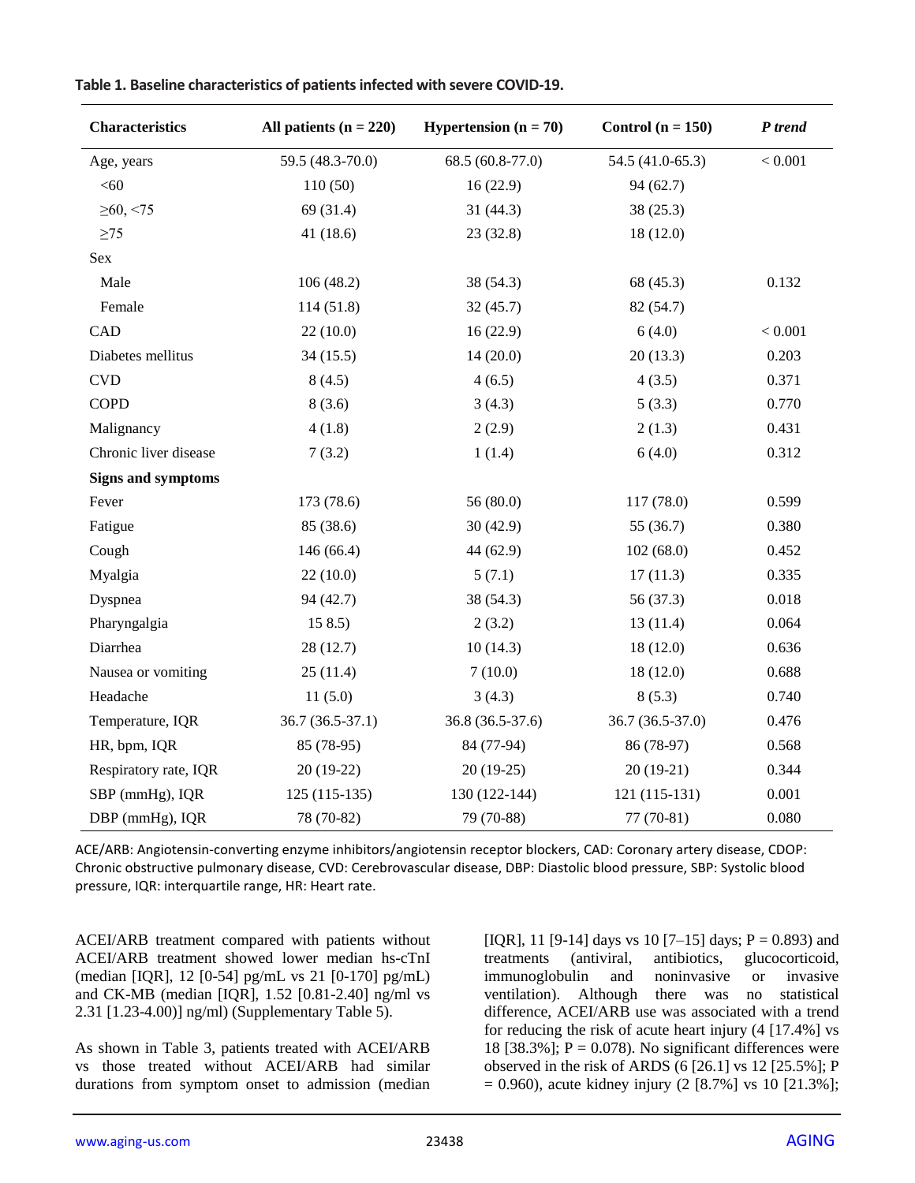**Table 1. Baseline characteristics of patients infected with severe COVID-19.**

| Characteristics | All patients (n = 220) | Hypertension (n = 70) | Control (n = 150) | *P trend* |
|---|---|---|---|---|
| Age, years | 59.5 (48.3-70.0) | 68.5 (60.8-77.0) | 54.5 (41.0-65.3) | < 0.001 |
| <60 | 110 (50) | 16 (22.9) | 94 (62.7) | |
| ≥60, <75 | 69 (31.4) | 31 (44.3) | 38 (25.3) | |
| ≥75 | 41 (18.6) | 23 (32.8) | 18 (12.0) | |
| Sex | | | | |
| Male | 106 (48.2) | 38 (54.3) | 68 (45.3) | 0.132 |
| Female | 114 (51.8) | 32 (45.7) | 82 (54.7) | |
| CAD | 22 (10.0) | 16 (22.9) | 6 (4.0) | < 0.001 |
| Diabetes mellitus | 34 (15.5) | 14 (20.0) | 20 (13.3) | 0.203 |
| CVD | 8 (4.5) | 4 (6.5) | 4 (3.5) | 0.371 |
| COPD | 8 (3.6) | 3 (4.3) | 5 (3.3) | 0.770 |
| Malignancy | 4 (1.8) | 2 (2.9) | 2 (1.3) | 0.431 |
| Chronic liver disease | 7 (3.2) | 1 (1.4) | 6 (4.0) | 0.312 |
| **Signs and symptoms** | | | | |
| Fever | 173 (78.6) | 56 (80.0) | 117 (78.0) | 0.599 |
| Fatigue | 85 (38.6) | 30 (42.9) | 55 (36.7) | 0.380 |
| Cough | 146 (66.4) | 44 (62.9) | 102 (68.0) | 0.452 |
| Myalgia | 22 (10.0) | 5 (7.1) | 17 (11.3) | 0.335 |
| Dyspnea | 94 (42.7) | 38 (54.3) | 56 (37.3) | 0.018 |
| Pharyngalgia | 15 8.5) | 2 (3.2) | 13 (11.4) | 0.064 |
| Diarrhea | 28 (12.7) | 10 (14.3) | 18 (12.0) | 0.636 |
| Nausea or vomiting | 25 (11.4) | 7 (10.0) | 18 (12.0) | 0.688 |
| Headache | 11 (5.0) | 3 (4.3) | 8 (5.3) | 0.740 |
| Temperature, IQR | 36.7 (36.5-37.1) | 36.8 (36.5-37.6) | 36.7 (36.5-37.0) | 0.476 |
| HR, bpm, IQR | 85 (78-95) | 84 (77-94) | 86 (78-97) | 0.568 |
| Respiratory rate, IQR | 20 (19-22) | 20 (19-25) | 20 (19-21) | 0.344 |
| SBP (mmHg), IQR | 125 (115-135) | 130 (122-144) | 121 (115-131) | 0.001 |
| DBP (mmHg), IQR | 78 (70-82) | 79 (70-88) | 77 (70-81) | 0.080 |

ACE/ARB: Angiotensin-converting enzyme inhibitors/angiotensin receptor blockers, CAD: Coronary artery disease, CDOP: Chronic obstructive pulmonary disease, CVD: Cerebrovascular disease, DBP: Diastolic blood pressure, SBP: Systolic blood pressure, IQR: interquartile range, HR: Heart rate.

ACEI/ARB treatment compared with patients without ACEI/ARB treatment showed lower median hs-cTnI (median [IQR], 12 [0-54] pg/mL vs 21 [0-170] pg/mL) and CK-MB (median [IQR], 1.52 [0.81-2.40] ng/ml vs 2.31 [1.23-4.00)] ng/ml) (Supplementary Table 5).

As shown in Table 3, patients treated with ACEI/ARB vs those treated without ACEI/ARB had similar durations from symptom onset to admission (median [IQR], 11 [9-14] days vs 10 [7–15] days; P = 0.893) and treatments (antiviral, antibiotics, glucocorticoid, immunoglobulin and noninvasive or invasive ventilation). Although there was no statistical difference, ACEI/ARB use was associated with a trend for reducing the risk of acute heart injury (4 [17.4%] vs 18 [38.3%]; P = 0.078). No significant differences were observed in the risk of ARDS (6 [26.1] vs 12 [25.5%]; P = 0.960), acute kidney injury (2 [8.7%] vs 10 [21.3%];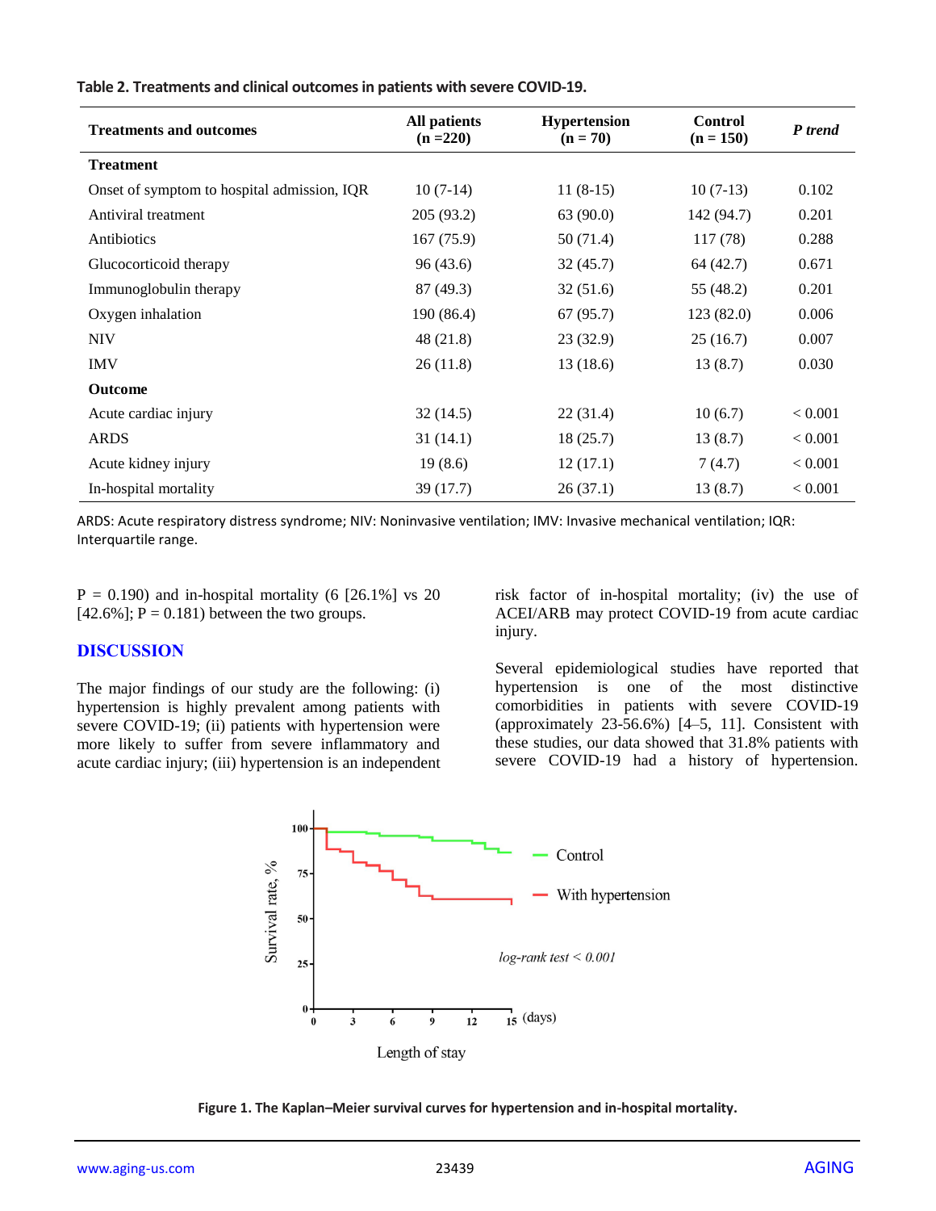**Table 2. Treatments and clinical outcomes in patients with severe COVID-19.**

| Treatments and outcomes | All patients (n =220) | Hypertension (n = 70) | Control (n = 150) | *P trend* |
|---|---|---|---|---|
| **Treatment** | | | | |
| Onset of symptom to hospital admission, IQR | 10 (7-14) | 11 (8-15) | 10 (7-13) | 0.102 |
| Antiviral treatment | 205 (93.2) | 63 (90.0) | 142 (94.7) | 0.201 |
| Antibiotics | 167 (75.9) | 50 (71.4) | 117 (78) | 0.288 |
| Glucocorticoid therapy | 96 (43.6) | 32 (45.7) | 64 (42.7) | 0.671 |
| Immunoglobulin therapy | 87 (49.3) | 32 (51.6) | 55 (48.2) | 0.201 |
| Oxygen inhalation | 190 (86.4) | 67 (95.7) | 123 (82.0) | 0.006 |
| NIV | 48 (21.8) | 23 (32.9) | 25 (16.7) | 0.007 |
| IMV | 26 (11.8) | 13 (18.6) | 13 (8.7) | 0.030 |
| **Outcome** | | | | |
| Acute cardiac injury | 32 (14.5) | 22 (31.4) | 10 (6.7) | < 0.001 |
| ARDS | 31 (14.1) | 18 (25.7) | 13 (8.7) | < 0.001 |
| Acute kidney injury | 19 (8.6) | 12 (17.1) | 7 (4.7) | < 0.001 |
| In-hospital mortality | 39 (17.7) | 26 (37.1) | 13 (8.7) | < 0.001 |

ARDS: Acute respiratory distress syndrome; NIV: Noninvasive ventilation; IMV: Invasive mechanical ventilation; IQR: Interquartile range.

P = 0.190) and in-hospital mortality (6 [26.1%] vs 20 [42.6%]; P = 0.181) between the two groups.

## DISCUSSION

The major findings of our study are the following: (i) hypertension is highly prevalent among patients with severe COVID-19; (ii) patients with hypertension were more likely to suffer from severe inflammatory and acute cardiac injury; (iii) hypertension is an independent risk factor of in-hospital mortality; (iv) the use of ACEI/ARB may protect COVID-19 from acute cardiac injury.

Several epidemiological studies have reported that hypertension is one of the most distinctive comorbidities in patients with severe COVID-19 (approximately 23-56.6%) [4–5, 11]. Consistent with these studies, our data showed that 31.8% patients with severe COVID-19 had a history of hypertension.

**Figure 1. The Kaplan–Meier survival curves for hypertension and in-hospital mortality.**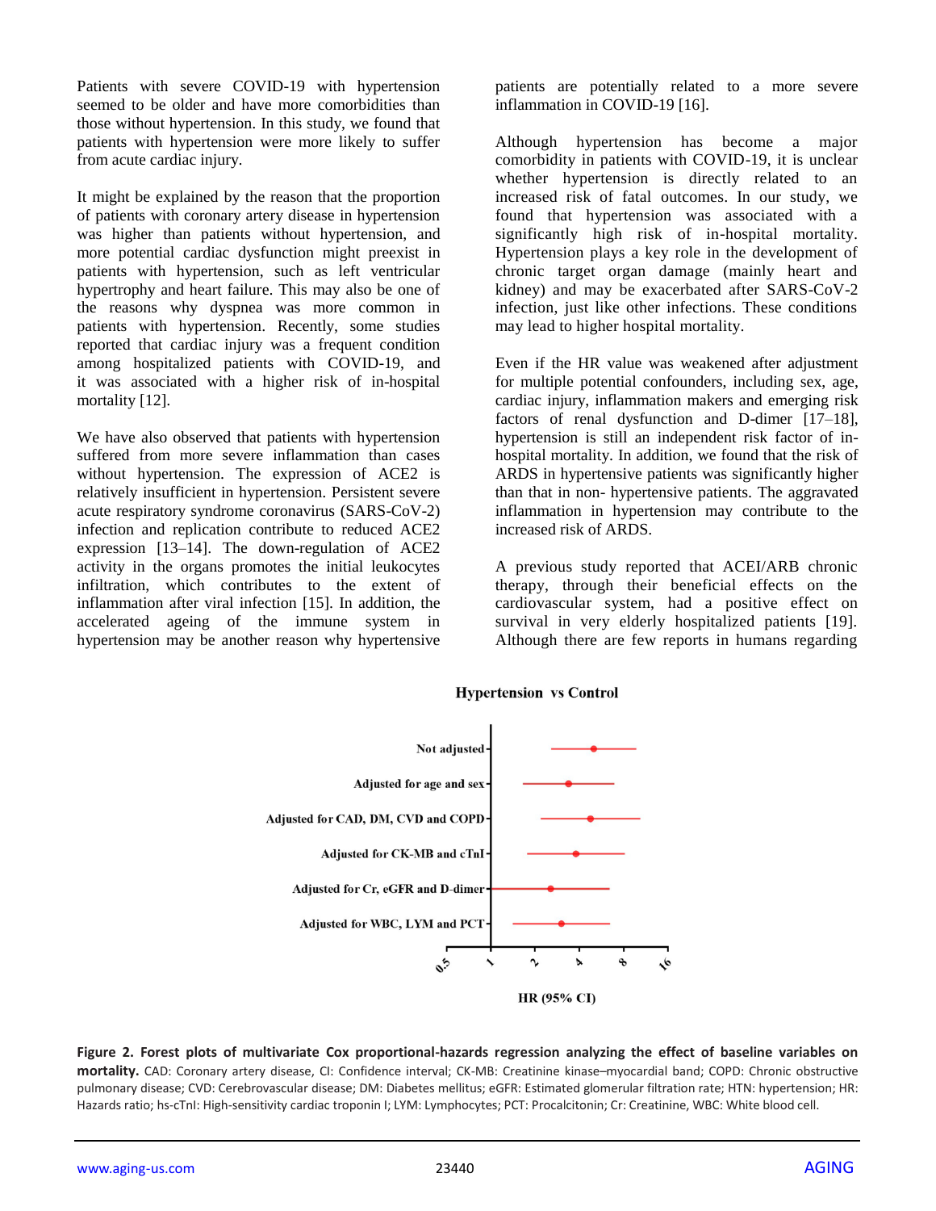Patients with severe COVID-19 with hypertension seemed to be older and have more comorbidities than those without hypertension. In this study, we found that patients with hypertension were more likely to suffer from acute cardiac injury.

It might be explained by the reason that the proportion of patients with coronary artery disease in hypertension was higher than patients without hypertension, and more potential cardiac dysfunction might preexist in patients with hypertension, such as left ventricular hypertrophy and heart failure. This may also be one of the reasons why dyspnea was more common in patients with hypertension. Recently, some studies reported that cardiac injury was a frequent condition among hospitalized patients with COVID-19, and it was associated with a higher risk of in-hospital mortality [12].

We have also observed that patients with hypertension suffered from more severe inflammation than cases without hypertension. The expression of ACE2 is relatively insufficient in hypertension. Persistent severe acute respiratory syndrome coronavirus (SARS-CoV-2) infection and replication contribute to reduced ACE2 expression [13–14]. The down-regulation of ACE2 activity in the organs promotes the initial leukocytes infiltration, which contributes to the extent of inflammation after viral infection [15]. In addition, the accelerated ageing of the immune system in hypertension may be another reason why hypertensive patients are potentially related to a more severe inflammation in COVID-19 [16].

Although hypertension has become a major comorbidity in patients with COVID-19, it is unclear whether hypertension is directly related to an increased risk of fatal outcomes. In our study, we found that hypertension was associated with a significantly high risk of in-hospital mortality. Hypertension plays a key role in the development of chronic target organ damage (mainly heart and kidney) and may be exacerbated after SARS-CoV-2 infection, just like other infections. These conditions may lead to higher hospital mortality.

Even if the HR value was weakened after adjustment for multiple potential confounders, including sex, age, cardiac injury, inflammation makers and emerging risk factors of renal dysfunction and D-dimer [17–18], hypertension is still an independent risk factor of in-hospital mortality. In addition, we found that the risk of ARDS in hypertensive patients was significantly higher than that in non- hypertensive patients. The aggravated inflammation in hypertension may contribute to the increased risk of ARDS.

A previous study reported that ACEI/ARB chronic therapy, through their beneficial effects on the cardiovascular system, had a positive effect on survival in very elderly hospitalized patients [19]. Although there are few reports in humans regarding

**Figure 2. Forest plots of multivariate Cox proportional-hazards regression analyzing the effect of baseline variables on mortality.** CAD: Coronary artery disease, CI: Confidence interval; CK-MB: Creatinine kinase–myocardial band; COPD: Chronic obstructive pulmonary disease; CVD: Cerebrovascular disease; DM: Diabetes mellitus; eGFR: Estimated glomerular filtration rate; HTN: hypertension; HR: Hazards ratio; hs-cTnI: High-sensitivity cardiac troponin I; LYM: Lymphocytes; PCT: Procalcitonin; Cr: Creatinine, WBC: White blood cell.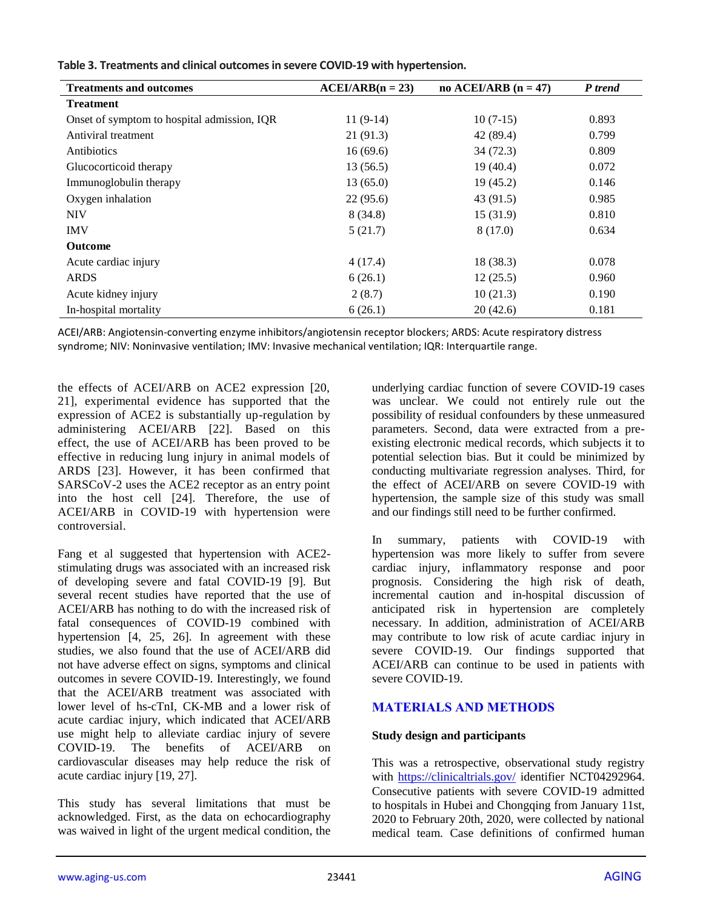**Table 3. Treatments and clinical outcomes in severe COVID-19 with hypertension.**

| Treatments and outcomes | ACEI/ARB(n = 23) | no ACEI/ARB (n = 47) | *P trend* |
|---|---|---|---|
| **Treatment** | | | |
| Onset of symptom to hospital admission, IQR | 11 (9-14) | 10 (7-15) | 0.893 |
| Antiviral treatment | 21 (91.3) | 42 (89.4) | 0.799 |
| Antibiotics | 16 (69.6) | 34 (72.3) | 0.809 |
| Glucocorticoid therapy | 13 (56.5) | 19 (40.4) | 0.072 |
| Immunoglobulin therapy | 13 (65.0) | 19 (45.2) | 0.146 |
| Oxygen inhalation | 22 (95.6) | 43 (91.5) | 0.985 |
| NIV | 8 (34.8) | 15 (31.9) | 0.810 |
| IMV | 5 (21.7) | 8 (17.0) | 0.634 |
| **Outcome** | | | |
| Acute cardiac injury | 4 (17.4) | 18 (38.3) | 0.078 |
| ARDS | 6 (26.1) | 12 (25.5) | 0.960 |
| Acute kidney injury | 2 (8.7) | 10 (21.3) | 0.190 |
| In-hospital mortality | 6 (26.1) | 20 (42.6) | 0.181 |

ACEI/ARB: Angiotensin-converting enzyme inhibitors/angiotensin receptor blockers; ARDS: Acute respiratory distress syndrome; NIV: Noninvasive ventilation; IMV: Invasive mechanical ventilation; IQR: Interquartile range.

the effects of ACEI/ARB on ACE2 expression [20, 21], experimental evidence has supported that the expression of ACE2 is substantially up-regulation by administering ACEI/ARB [22]. Based on this effect, the use of ACEI/ARB has been proved to be effective in reducing lung injury in animal models of ARDS [23]. However, it has been confirmed that SARSCoV-2 uses the ACE2 receptor as an entry point into the host cell [24]. Therefore, the use of ACEI/ARB in COVID-19 with hypertension were controversial.

Fang et al suggested that hypertension with ACE2-stimulating drugs was associated with an increased risk of developing severe and fatal COVID-19 [9]. But several recent studies have reported that the use of ACEI/ARB has nothing to do with the increased risk of fatal consequences of COVID-19 combined with hypertension [4, 25, 26]. In agreement with these studies, we also found that the use of ACEI/ARB did not have adverse effect on signs, symptoms and clinical outcomes in severe COVID-19. Interestingly, we found that the ACEI/ARB treatment was associated with lower level of hs-cTnI, CK-MB and a lower risk of acute cardiac injury, which indicated that ACEI/ARB use might help to alleviate cardiac injury of severe COVID-19. The benefits of ACEI/ARB on cardiovascular diseases may help reduce the risk of acute cardiac injury [19, 27].

This study has several limitations that must be acknowledged. First, as the data on echocardiography was waived in light of the urgent medical condition, the underlying cardiac function of severe COVID-19 cases was unclear. We could not entirely rule out the possibility of residual confounders by these unmeasured parameters. Second, data were extracted from a pre-existing electronic medical records, which subjects it to potential selection bias. But it could be minimized by conducting multivariate regression analyses. Third, for the effect of ACEI/ARB on severe COVID-19 with hypertension, the sample size of this study was small and our findings still need to be further confirmed.

In summary, patients with COVID-19 with hypertension was more likely to suffer from severe cardiac injury, inflammatory response and poor prognosis. Considering the high risk of death, incremental caution and in-hospital discussion of anticipated risk in hypertension are completely necessary. In addition, administration of ACEI/ARB may contribute to low risk of acute cardiac injury in severe COVID-19. Our findings supported that ACEI/ARB can continue to be used in patients with severe COVID-19.

## MATERIALS AND METHODS

### Study design and participants

This was a retrospective, observational study registry with https://clinicaltrials.gov/ identifier NCT04292964. Consecutive patients with severe COVID-19 admitted to hospitals in Hubei and Chongqing from January 11st, 2020 to February 20th, 2020, were collected by national medical team. Case definitions of confirmed human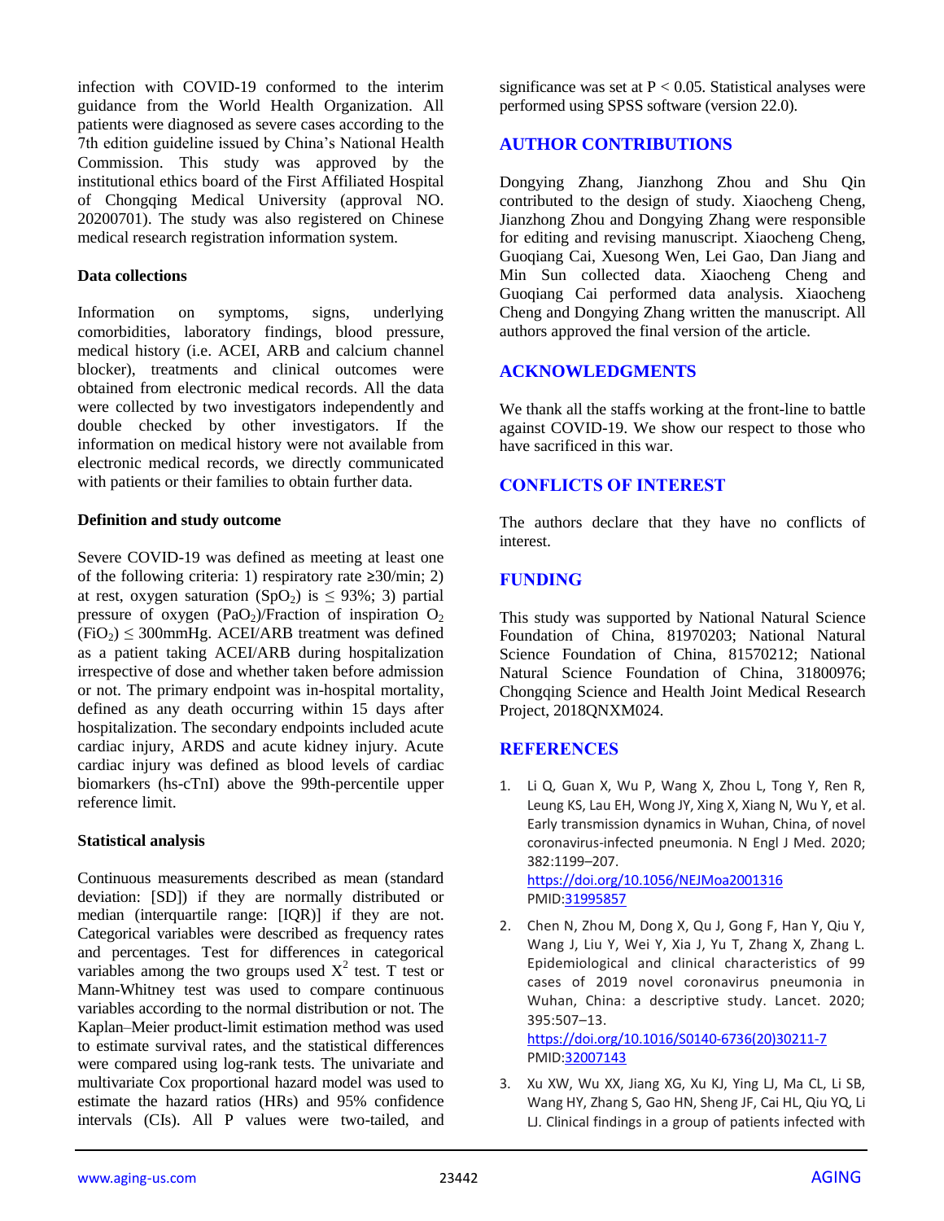infection with COVID-19 conformed to the interim guidance from the World Health Organization. All patients were diagnosed as severe cases according to the 7th edition guideline issued by China's National Health Commission. This study was approved by the institutional ethics board of the First Affiliated Hospital of Chongqing Medical University (approval NO. 20200701). The study was also registered on Chinese medical research registration information system.

**Data collections**

Information on symptoms, signs, underlying comorbidities, laboratory findings, blood pressure, medical history (i.e. ACEI, ARB and calcium channel blocker), treatments and clinical outcomes were obtained from electronic medical records. All the data were collected by two investigators independently and double checked by other investigators. If the information on medical history were not available from electronic medical records, we directly communicated with patients or their families to obtain further data.

**Definition and study outcome**

Severe COVID-19 was defined as meeting at least one of the following criteria: 1) respiratory rate ≥30/min; 2) at rest, oxygen saturation ($SpO_2$) is ≤ 93%; 3) partial pressure of oxygen ($PaO_2$)/Fraction of inspiration $O_2$ ($FiO_2$) ≤ 300mmHg. ACEI/ARB treatment was defined as a patient taking ACEI/ARB during hospitalization irrespective of dose and whether taken before admission or not. The primary endpoint was in-hospital mortality, defined as any death occurring within 15 days after hospitalization. The secondary endpoints included acute cardiac injury, ARDS and acute kidney injury. Acute cardiac injury was defined as blood levels of cardiac biomarkers (hs-cTnI) above the 99th-percentile upper reference limit.

**Statistical analysis**

Continuous measurements described as mean (standard deviation: [SD]) if they are normally distributed or median (interquartile range: [IQR]) if they are not. Categorical variables were described as frequency rates and percentages. Test for differences in categorical variables among the two groups used $X^2$ test. T test or Mann-Whitney test was used to compare continuous variables according to the normal distribution or not. The Kaplan–Meier product-limit estimation method was used to estimate survival rates, and the statistical differences were compared using log-rank tests. The univariate and multivariate Cox proportional hazard model was used to estimate the hazard ratios (HRs) and 95% confidence intervals (CIs). All P values were two-tailed, and significance was set at $P < 0.05$. Statistical analyses were performed using SPSS software (version 22.0).

## AUTHOR CONTRIBUTIONS

Dongying Zhang, Jianzhong Zhou and Shu Qin contributed to the design of study. Xiaocheng Cheng, Jianzhong Zhou and Dongying Zhang were responsible for editing and revising manuscript. Xiaocheng Cheng, Guoqiang Cai, Xuesong Wen, Lei Gao, Dan Jiang and Min Sun collected data. Xiaocheng Cheng and Guoqiang Cai performed data analysis. Xiaocheng Cheng and Dongying Zhang written the manuscript. All authors approved the final version of the article.

## ACKNOWLEDGMENTS

We thank all the staffs working at the front-line to battle against COVID-19. We show our respect to those who have sacrificed in this war.

## CONFLICTS OF INTEREST

The authors declare that they have no conflicts of interest.

## FUNDING

This study was supported by National Natural Science Foundation of China, 81970203; National Natural Science Foundation of China, 81570212; National Natural Science Foundation of China, 31800976; Chongqing Science and Health Joint Medical Research Project, 2018QNXM024.

## REFERENCES

1. Li Q, Guan X, Wu P, Wang X, Zhou L, Tong Y, Ren R, Leung KS, Lau EH, Wong JY, Xing X, Xiang N, Wu Y, et al. Early transmission dynamics in Wuhan, China, of novel coronavirus-infected pneumonia. N Engl J Med. 2020; 382:1199–207. https://doi.org/10.1056/NEJMoa2001316 PMID:31995857

2. Chen N, Zhou M, Dong X, Qu J, Gong F, Han Y, Qiu Y, Wang J, Liu Y, Wei Y, Xia J, Yu T, Zhang X, Zhang L. Epidemiological and clinical characteristics of 99 cases of 2019 novel coronavirus pneumonia in Wuhan, China: a descriptive study. Lancet. 2020; 395:507–13. https://doi.org/10.1016/S0140-6736(20)30211-7 PMID:32007143

3. Xu XW, Wu XX, Jiang XG, Xu KJ, Ying LJ, Ma CL, Li SB, Wang HY, Zhang S, Gao HN, Sheng JF, Cai HL, Qiu YQ, Li LJ. Clinical findings in a group of patients infected with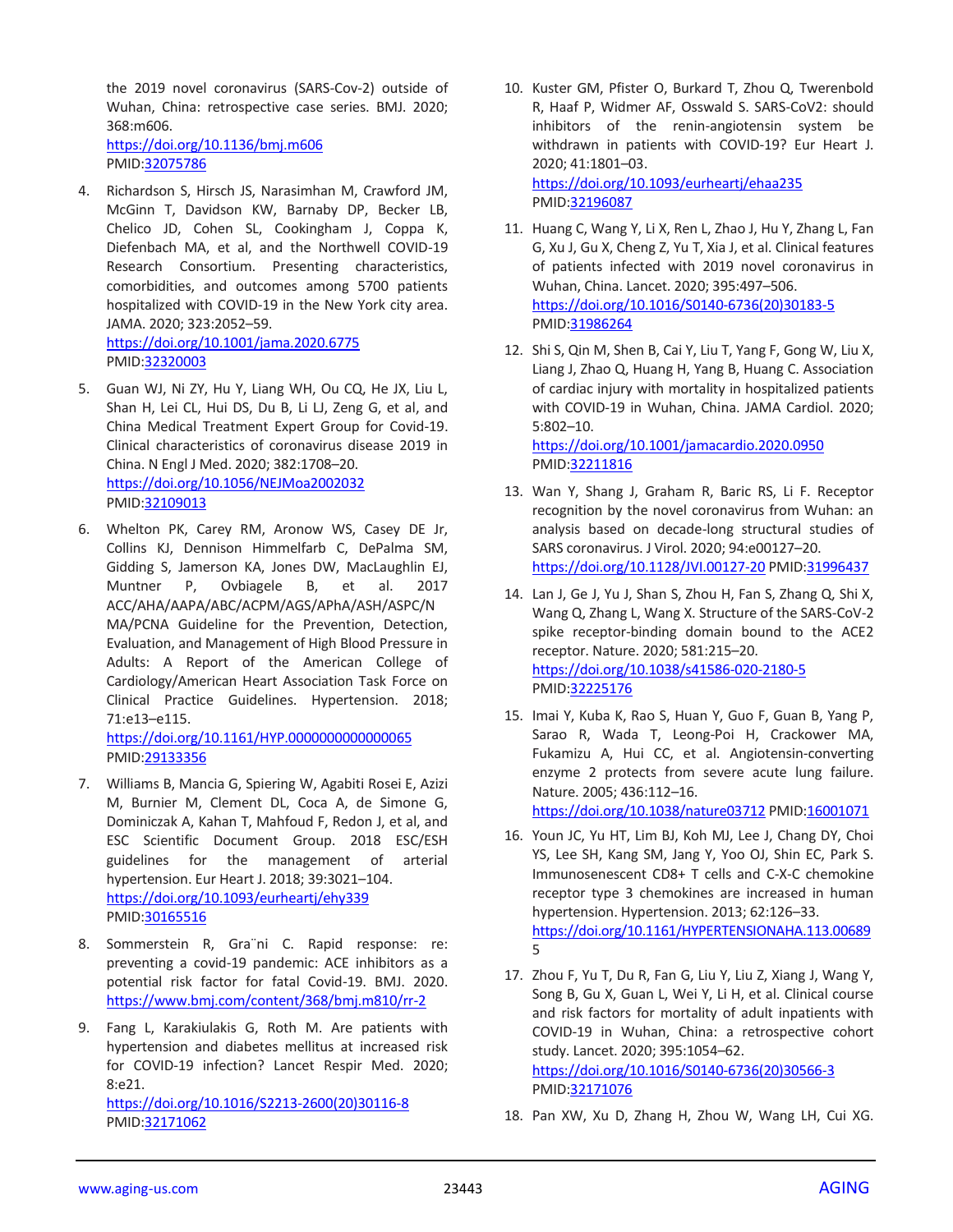the 2019 novel coronavirus (SARS-Cov-2) outside of Wuhan, China: retrospective case series. BMJ. 2020; 368:m606.
https://doi.org/10.1136/bmj.m606
PMID:32075786

4. Richardson S, Hirsch JS, Narasimhan M, Crawford JM, McGinn T, Davidson KW, Barnaby DP, Becker LB, Chelico JD, Cohen SL, Cookingham J, Coppa K, Diefenbach MA, et al, and the Northwell COVID-19 Research Consortium. Presenting characteristics, comorbidities, and outcomes among 5700 patients hospitalized with COVID-19 in the New York city area. JAMA. 2020; 323:2052–59.
https://doi.org/10.1001/jama.2020.6775
PMID:32320003

5. Guan WJ, Ni ZY, Hu Y, Liang WH, Ou CQ, He JX, Liu L, Shan H, Lei CL, Hui DS, Du B, Li LJ, Zeng G, et al, and China Medical Treatment Expert Group for Covid-19. Clinical characteristics of coronavirus disease 2019 in China. N Engl J Med. 2020; 382:1708–20.
https://doi.org/10.1056/NEJMoa2002032
PMID:32109013

6. Whelton PK, Carey RM, Aronow WS, Casey DE Jr, Collins KJ, Dennison Himmelfarb C, DePalma SM, Gidding S, Jamerson KA, Jones DW, MacLaughlin EJ, Muntner P, Ovbiagele B, et al. 2017 ACC/AHA/AAPA/ABC/ACPM/AGS/APhA/ASH/ASPC/NMA/PCNA Guideline for the Prevention, Detection, Evaluation, and Management of High Blood Pressure in Adults: A Report of the American College of Cardiology/American Heart Association Task Force on Clinical Practice Guidelines. Hypertension. 2018; 71:e13–e115.
https://doi.org/10.1161/HYP.0000000000000065
PMID:29133356

7. Williams B, Mancia G, Spiering W, Agabiti Rosei E, Azizi M, Burnier M, Clement DL, Coca A, de Simone G, Dominiczak A, Kahan T, Mahfoud F, Redon J, et al, and ESC Scientific Document Group. 2018 ESC/ESH guidelines for the management of arterial hypertension. Eur Heart J. 2018; 39:3021–104.
https://doi.org/10.1093/eurheartj/ehy339
PMID:30165516

8. Sommerstein R, Gra¨ni C. Rapid response: re: preventing a covid-19 pandemic: ACE inhibitors as a potential risk factor for fatal Covid-19. BMJ. 2020.
https://www.bmj.com/content/368/bmj.m810/rr-2

9. Fang L, Karakiulakis G, Roth M. Are patients with hypertension and diabetes mellitus at increased risk for COVID-19 infection? Lancet Respir Med. 2020; 8:e21.
https://doi.org/10.1016/S2213-2600(20)30116-8
PMID:32171062

10. Kuster GM, Pfister O, Burkard T, Zhou Q, Twerenbold R, Haaf P, Widmer AF, Osswald S. SARS-CoV2: should inhibitors of the renin-angiotensin system be withdrawn in patients with COVID-19? Eur Heart J. 2020; 41:1801–03.
https://doi.org/10.1093/eurheartj/ehaa235
PMID:32196087

11. Huang C, Wang Y, Li X, Ren L, Zhao J, Hu Y, Zhang L, Fan G, Xu J, Gu X, Cheng Z, Yu T, Xia J, et al. Clinical features of patients infected with 2019 novel coronavirus in Wuhan, China. Lancet. 2020; 395:497–506.
https://doi.org/10.1016/S0140-6736(20)30183-5
PMID:31986264

12. Shi S, Qin M, Shen B, Cai Y, Liu T, Yang F, Gong W, Liu X, Liang J, Zhao Q, Huang H, Yang B, Huang C. Association of cardiac injury with mortality in hospitalized patients with COVID-19 in Wuhan, China. JAMA Cardiol. 2020; 5:802–10.
https://doi.org/10.1001/jamacardio.2020.0950
PMID:32211816

13. Wan Y, Shang J, Graham R, Baric RS, Li F. Receptor recognition by the novel coronavirus from Wuhan: an analysis based on decade-long structural studies of SARS coronavirus. J Virol. 2020; 94:e00127–20.
https://doi.org/10.1128/JVI.00127-20 PMID:31996437

14. Lan J, Ge J, Yu J, Shan S, Zhou H, Fan S, Zhang Q, Shi X, Wang Q, Zhang L, Wang X. Structure of the SARS-CoV-2 spike receptor-binding domain bound to the ACE2 receptor. Nature. 2020; 581:215–20.
https://doi.org/10.1038/s41586-020-2180-5
PMID:32225176

15. Imai Y, Kuba K, Rao S, Huan Y, Guo F, Guan B, Yang P, Sarao R, Wada T, Leong-Poi H, Crackower MA, Fukamizu A, Hui CC, et al. Angiotensin-converting enzyme 2 protects from severe acute lung failure. Nature. 2005; 436:112–16.
https://doi.org/10.1038/nature03712 PMID:16001071

16. Youn JC, Yu HT, Lim BJ, Koh MJ, Lee J, Chang DY, Choi YS, Lee SH, Kang SM, Jang Y, Yoo OJ, Shin EC, Park S. Immunosenescent CD8+ T cells and C-X-C chemokine receptor type 3 chemokines are increased in human hypertension. Hypertension. 2013; 62:126–33.
https://doi.org/10.1161/HYPERTENSIONAHA.113.00689
5

17. Zhou F, Yu T, Du R, Fan G, Liu Y, Liu Z, Xiang J, Wang Y, Song B, Gu X, Guan L, Wei Y, Li H, et al. Clinical course and risk factors for mortality of adult inpatients with COVID-19 in Wuhan, China: a retrospective cohort study. Lancet. 2020; 395:1054–62.
https://doi.org/10.1016/S0140-6736(20)30566-3
PMID:32171076

18. Pan XW, Xu D, Zhang H, Zhou W, Wang LH, Cui XG.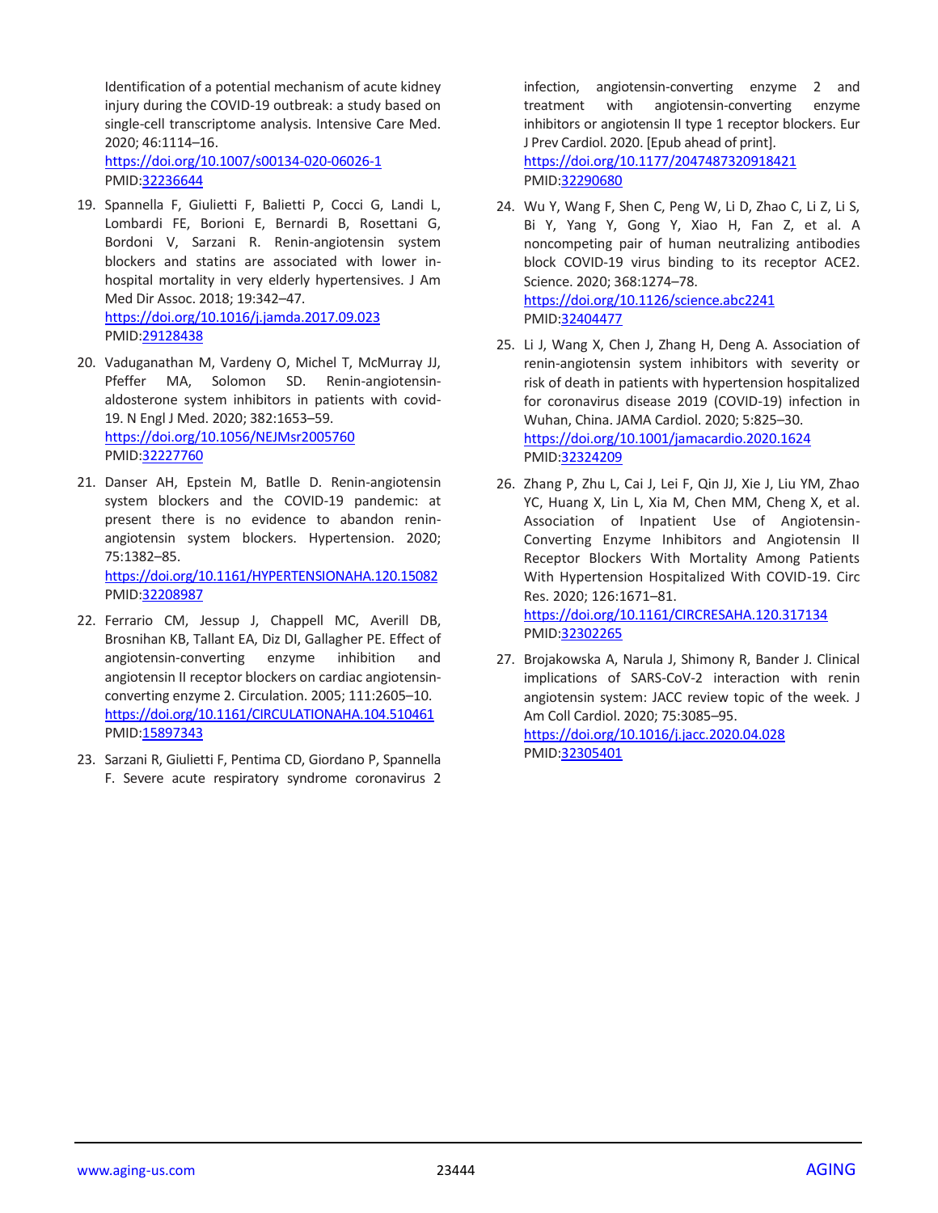Identification of a potential mechanism of acute kidney injury during the COVID-19 outbreak: a study based on single-cell transcriptome analysis. Intensive Care Med. 2020; 46:1114–16.
https://doi.org/10.1007/s00134-020-06026-1
PMID:32236644

19. Spannella F, Giulietti F, Balietti P, Cocci G, Landi L, Lombardi FE, Borioni E, Bernardi B, Rosettani G, Bordoni V, Sarzani R. Renin-angiotensin system blockers and statins are associated with lower in-hospital mortality in very elderly hypertensives. J Am Med Dir Assoc. 2018; 19:342–47.
https://doi.org/10.1016/j.jamda.2017.09.023
PMID:29128438

20. Vaduganathan M, Vardeny O, Michel T, McMurray JJ, Pfeffer MA, Solomon SD. Renin-angiotensin-aldosterone system inhibitors in patients with covid-19. N Engl J Med. 2020; 382:1653–59.
https://doi.org/10.1056/NEJMsr2005760
PMID:32227760

21. Danser AH, Epstein M, Batlle D. Renin-angiotensin system blockers and the COVID-19 pandemic: at present there is no evidence to abandon renin-angiotensin system blockers. Hypertension. 2020; 75:1382–85.
https://doi.org/10.1161/HYPERTENSIONAHA.120.15082
PMID:32208987

22. Ferrario CM, Jessup J, Chappell MC, Averill DB, Brosnihan KB, Tallant EA, Diz DI, Gallagher PE. Effect of angiotensin-converting enzyme inhibition and angiotensin II receptor blockers on cardiac angiotensin-converting enzyme 2. Circulation. 2005; 111:2605–10.
https://doi.org/10.1161/CIRCULATIONAHA.104.510461
PMID:15897343

23. Sarzani R, Giulietti F, Pentima CD, Giordano P, Spannella F. Severe acute respiratory syndrome coronavirus 2 infection, angiotensin-converting enzyme 2 and treatment with angiotensin-converting enzyme inhibitors or angiotensin II type 1 receptor blockers. Eur J Prev Cardiol. 2020. [Epub ahead of print].
https://doi.org/10.1177/2047487320918421
PMID:32290680

24. Wu Y, Wang F, Shen C, Peng W, Li D, Zhao C, Li Z, Li S, Bi Y, Yang Y, Gong Y, Xiao H, Fan Z, et al. A noncompeting pair of human neutralizing antibodies block COVID-19 virus binding to its receptor ACE2. Science. 2020; 368:1274–78.
https://doi.org/10.1126/science.abc2241
PMID:32404477

25. Li J, Wang X, Chen J, Zhang H, Deng A. Association of renin-angiotensin system inhibitors with severity or risk of death in patients with hypertension hospitalized for coronavirus disease 2019 (COVID-19) infection in Wuhan, China. JAMA Cardiol. 2020; 5:825–30.
https://doi.org/10.1001/jamacardio.2020.1624
PMID:32324209

26. Zhang P, Zhu L, Cai J, Lei F, Qin JJ, Xie J, Liu YM, Zhao YC, Huang X, Lin L, Xia M, Chen MM, Cheng X, et al. Association of Inpatient Use of Angiotensin-Converting Enzyme Inhibitors and Angiotensin II Receptor Blockers With Mortality Among Patients With Hypertension Hospitalized With COVID-19. Circ Res. 2020; 126:1671–81.
https://doi.org/10.1161/CIRCRESAHA.120.317134
PMID:32302265

27. Brojakowska A, Narula J, Shimony R, Bander J. Clinical implications of SARS-CoV-2 interaction with renin angiotensin system: JACC review topic of the week. J Am Coll Cardiol. 2020; 75:3085–95.
https://doi.org/10.1016/j.jacc.2020.04.028
PMID:32305401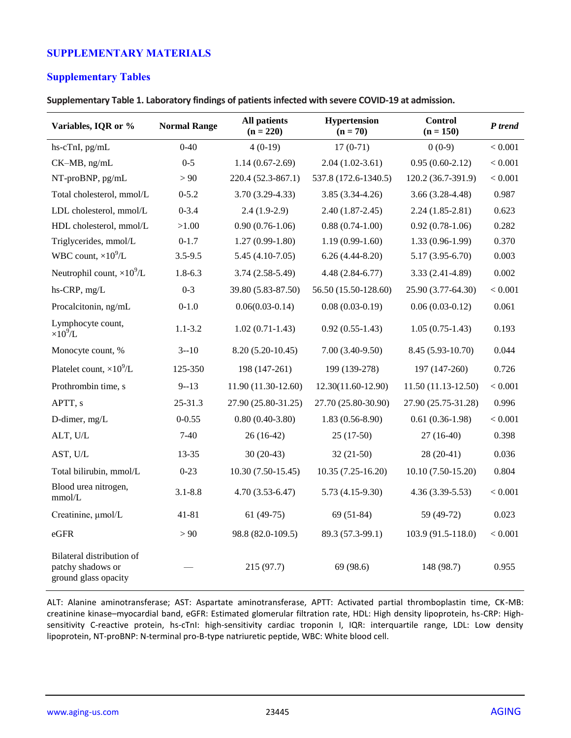## SUPPLEMENTARY MATERIALS

## Supplementary Tables

**Supplementary Table 1. Laboratory findings of patients infected with severe COVID-19 at admission.**

| Variables, IQR or % | Normal Range | All patients (n = 220) | Hypertension (n = 70) | Control (n = 150) | *P trend* |
|---|---|---|---|---|---|
| hs-cTnI, pg/mL | 0-40 | 4 (0-19) | 17 (0-71) | 0 (0-9) | < 0.001 |
| CK–MB, ng/mL | 0-5 | 1.14 (0.67-2.69) | 2.04 (1.02-3.61) | 0.95 (0.60-2.12) | < 0.001 |
| NT-proBNP, pg/mL | > 90 | 220.4 (52.3-867.1) | 537.8 (172.6-1340.5) | 120.2 (36.7-391.9) | < 0.001 |
| Total cholesterol, mmol/L | 0-5.2 | 3.70 (3.29-4.33) | 3.85 (3.34-4.26) | 3.66 (3.28-4.48) | 0.987 |
| LDL cholesterol, mmol/L | 0-3.4 | 2.4 (1.9-2.9) | 2.40 (1.87-2.45) | 2.24 (1.85-2.81) | 0.623 |
| HDL cholesterol, mmol/L | >1.00 | 0.90 (0.76-1.06) | 0.88 (0.74-1.00) | 0.92 (0.78-1.06) | 0.282 |
| Triglycerides, mmol/L | 0-1.7 | 1.27 (0.99-1.80) | 1.19 (0.99-1.60) | 1.33 (0.96-1.99) | 0.370 |
| WBC count, $\times10^9$/L | 3.5-9.5 | 5.45 (4.10-7.05) | 6.26 (4.44-8.20) | 5.17 (3.95-6.70) | 0.003 |
| Neutrophil count, $\times10^9$/L | 1.8-6.3 | 3.74 (2.58-5.49) | 4.48 (2.84-6.77) | 3.33 (2.41-4.89) | 0.002 |
| hs-CRP, mg/L | 0-3 | 39.80 (5.83-87.50) | 56.50 (15.50-128.60) | 25.90 (3.77-64.30) | < 0.001 |
| Procalcitonin, ng/mL | 0-1.0 | 0.06(0.03-0.14) | 0.08 (0.03-0.19) | 0.06 (0.03-0.12) | 0.061 |
| Lymphocyte count, $\times10^9$/L | 1.1-3.2 | 1.02 (0.71-1.43) | 0.92 (0.55-1.43) | 1.05 (0.75-1.43) | 0.193 |
| Monocyte count, % | 3--10 | 8.20 (5.20-10.45) | 7.00 (3.40-9.50) | 8.45 (5.93-10.70) | 0.044 |
| Platelet count, $\times10^9$/L | 125-350 | 198 (147-261) | 199 (139-278) | 197 (147-260) | 0.726 |
| Prothrombin time, s | 9--13 | 11.90 (11.30-12.60) | 12.30(11.60-12.90) | 11.50 (11.13-12.50) | < 0.001 |
| APTT, s | 25-31.3 | 27.90 (25.80-31.25) | 27.70 (25.80-30.90) | 27.90 (25.75-31.28) | 0.996 |
| D-dimer, mg/L | 0-0.55 | 0.80 (0.40-3.80) | 1.83 (0.56-8.90) | 0.61 (0.36-1.98) | < 0.001 |
| ALT, U/L | 7-40 | 26 (16-42) | 25 (17-50) | 27 (16-40) | 0.398 |
| AST, U/L | 13-35 | 30 (20-43) | 32 (21-50) | 28 (20-41) | 0.036 |
| Total bilirubin, mmol/L | 0-23 | 10.30 (7.50-15.45) | 10.35 (7.25-16.20) | 10.10 (7.50-15.20) | 0.804 |
| Blood urea nitrogen, mmol/L | 3.1-8.8 | 4.70 (3.53-6.47) | 5.73 (4.15-9.30) | 4.36 (3.39-5.53) | < 0.001 |
| Creatinine, µmol/L | 41-81 | 61 (49-75) | 69 (51-84) | 59 (49-72) | 0.023 |
| eGFR | > 90 | 98.8 (82.0-109.5) | 89.3 (57.3-99.1) | 103.9 (91.5-118.0) | < 0.001 |
| Bilateral distribution of patchy shadows or ground glass opacity | — | 215 (97.7) | 69 (98.6) | 148 (98.7) | 0.955 |

ALT: Alanine aminotransferase; AST: Aspartate aminotransferase, APTT: Activated partial thromboplastin time, CK-MB: creatinine kinase–myocardial band, eGFR: Estimated glomerular filtration rate, HDL: High density lipoprotein, hs-CRP: High-sensitivity C-reactive protein, hs-cTnI: high-sensitivity cardiac troponin I, IQR: interquartile range, LDL: Low density lipoprotein, NT-proBNP: N-terminal pro-B-type natriuretic peptide, WBC: White blood cell.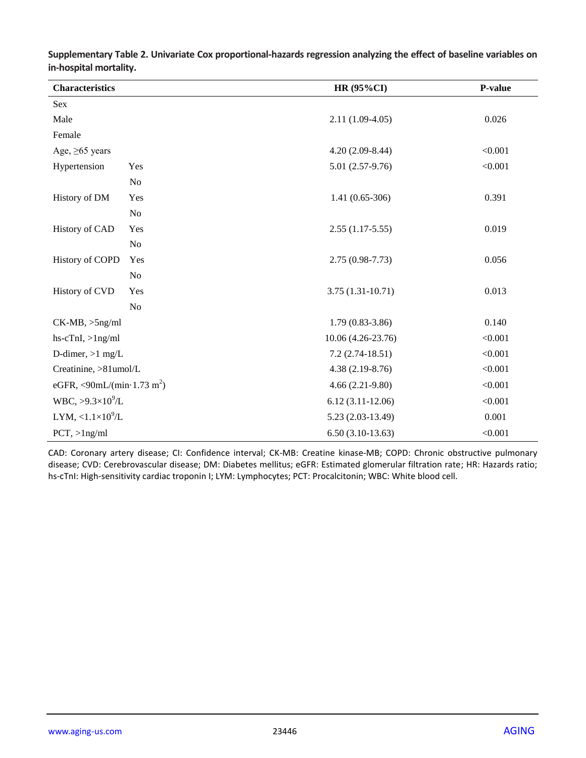**Supplementary Table 2. Univariate Cox proportional-hazards regression analyzing the effect of baseline variables on in-hospital mortality.**

| Characteristics | | HR (95%CI) | P-value |
|---|---|---|---|
| Sex | | | |
| Male | | 2.11 (1.09-4.05) | 0.026 |
| Female | | | |
| Age, ≥65 years | | 4.20 (2.09-8.44) | <0.001 |
| Hypertension | Yes | 5.01 (2.57-9.76) | <0.001 |
| | No | | |
| History of DM | Yes | 1.41 (0.65-306) | 0.391 |
| | No | | |
| History of CAD | Yes | 2.55 (1.17-5.55) | 0.019 |
| | No | | |
| History of COPD | Yes | 2.75 (0.98-7.73) | 0.056 |
| | No | | |
| History of CVD | Yes | 3.75 (1.31-10.71) | 0.013 |
| | No | | |
| CK-MB, >5ng/ml | | 1.79 (0.83-3.86) | 0.140 |
| hs-cTnI, >1ng/ml | | 10.06 (4.26-23.76) | <0.001 |
| D-dimer, >1 mg/L | | 7.2 (2.74-18.51) | <0.001 |
| Creatinine, >81umol/L | | 4.38 (2.19-8.76) | <0.001 |
| eGFR, <90mL/(min·1.73 $m^2$) | | 4.66 (2.21-9.80) | <0.001 |
| WBC, >9.3×$10^9$/L | | 6.12 (3.11-12.06) | <0.001 |
| LYM, <1.1×$10^9$/L | | 5.23 (2.03-13.49) | 0.001 |
| PCT, >1ng/ml | | 6.50 (3.10-13.63) | <0.001 |

CAD: Coronary artery disease; CI: Confidence interval; CK-MB: Creatine kinase-MB; COPD: Chronic obstructive pulmonary disease; CVD: Cerebrovascular disease; DM: Diabetes mellitus; eGFR: Estimated glomerular filtration rate; HR: Hazards ratio; hs-cTnI: High-sensitivity cardiac troponin I; LYM: Lymphocytes; PCT: Procalcitonin; WBC: White blood cell.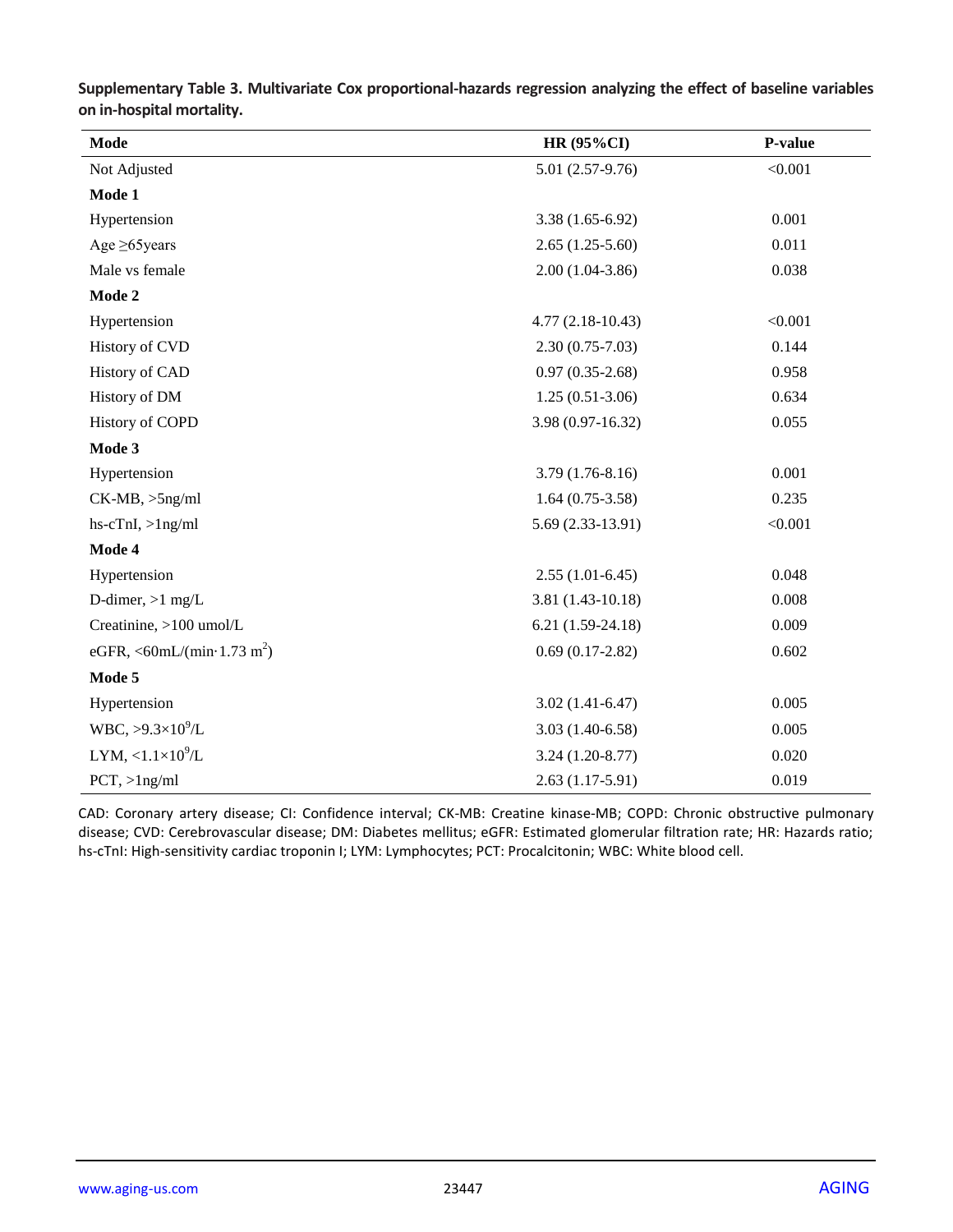**Supplementary Table 3. Multivariate Cox proportional-hazards regression analyzing the effect of baseline variables on in-hospital mortality.**

| Mode | HR (95%CI) | P-value |
|---|---|---|
| Not Adjusted | 5.01 (2.57-9.76) | <0.001 |
| **Mode 1** | | |
| Hypertension | 3.38 (1.65-6.92) | 0.001 |
| Age ≥65years | 2.65 (1.25-5.60) | 0.011 |
| Male vs female | 2.00 (1.04-3.86) | 0.038 |
| **Mode 2** | | |
| Hypertension | 4.77 (2.18-10.43) | <0.001 |
| History of CVD | 2.30 (0.75-7.03) | 0.144 |
| History of CAD | 0.97 (0.35-2.68) | 0.958 |
| History of DM | 1.25 (0.51-3.06) | 0.634 |
| History of COPD | 3.98 (0.97-16.32) | 0.055 |
| **Mode 3** | | |
| Hypertension | 3.79 (1.76-8.16) | 0.001 |
| CK-MB, >5ng/ml | 1.64 (0.75-3.58) | 0.235 |
| hs-cTnI, >1ng/ml | 5.69 (2.33-13.91) | <0.001 |
| **Mode 4** | | |
| Hypertension | 2.55 (1.01-6.45) | 0.048 |
| D-dimer, >1 mg/L | 3.81 (1.43-10.18) | 0.008 |
| Creatinine, >100 umol/L | 6.21 (1.59-24.18) | 0.009 |
| eGFR, <60mL/(min·1.73 $m^2$) | 0.69 (0.17-2.82) | 0.602 |
| **Mode 5** | | |
| Hypertension | 3.02 (1.41-6.47) | 0.005 |
| WBC, >9.3×$10^9$/L | 3.03 (1.40-6.58) | 0.005 |
| LYM, <1.1×$10^9$/L | 3.24 (1.20-8.77) | 0.020 |
| PCT, >1ng/ml | 2.63 (1.17-5.91) | 0.019 |

CAD: Coronary artery disease; CI: Confidence interval; CK-MB: Creatine kinase-MB; COPD: Chronic obstructive pulmonary disease; CVD: Cerebrovascular disease; DM: Diabetes mellitus; eGFR: Estimated glomerular filtration rate; HR: Hazards ratio; hs-cTnI: High-sensitivity cardiac troponin I; LYM: Lymphocytes; PCT: Procalcitonin; WBC: White blood cell.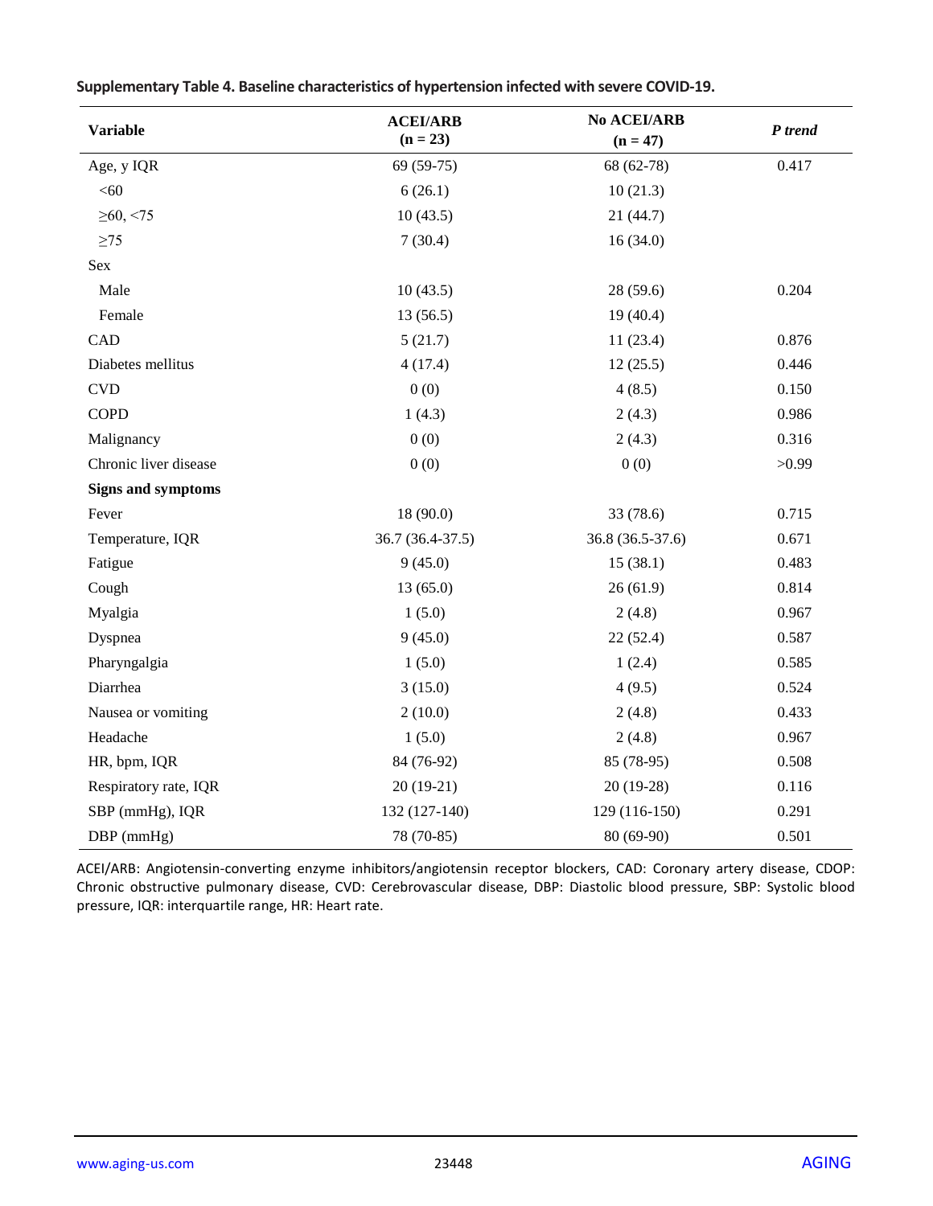**Supplementary Table 4. Baseline characteristics of hypertension infected with severe COVID-19.**

| Variable | ACEI/ARB (n = 23) | No ACEI/ARB (n = 47) | *P trend* |
|---|---|---|---|
| Age, y IQR | 69 (59-75) | 68 (62-78) | 0.417 |
| <60 | 6 (26.1) | 10 (21.3) | |
| ≥60, <75 | 10 (43.5) | 21 (44.7) | |
| ≥75 | 7 (30.4) | 16 (34.0) | |
| Sex | | | |
| Male | 10 (43.5) | 28 (59.6) | 0.204 |
| Female | 13 (56.5) | 19 (40.4) | |
| CAD | 5 (21.7) | 11 (23.4) | 0.876 |
| Diabetes mellitus | 4 (17.4) | 12 (25.5) | 0.446 |
| CVD | 0 (0) | 4 (8.5) | 0.150 |
| COPD | 1 (4.3) | 2 (4.3) | 0.986 |
| Malignancy | 0 (0) | 2 (4.3) | 0.316 |
| Chronic liver disease | 0 (0) | 0 (0) | >0.99 |
| **Signs and symptoms** | | | |
| Fever | 18 (90.0) | 33 (78.6) | 0.715 |
| Temperature, IQR | 36.7 (36.4-37.5) | 36.8 (36.5-37.6) | 0.671 |
| Fatigue | 9 (45.0) | 15 (38.1) | 0.483 |
| Cough | 13 (65.0) | 26 (61.9) | 0.814 |
| Myalgia | 1 (5.0) | 2 (4.8) | 0.967 |
| Dyspnea | 9 (45.0) | 22 (52.4) | 0.587 |
| Pharyngalgia | 1 (5.0) | 1 (2.4) | 0.585 |
| Diarrhea | 3 (15.0) | 4 (9.5) | 0.524 |
| Nausea or vomiting | 2 (10.0) | 2 (4.8) | 0.433 |
| Headache | 1 (5.0) | 2 (4.8) | 0.967 |
| HR, bpm, IQR | 84 (76-92) | 85 (78-95) | 0.508 |
| Respiratory rate, IQR | 20 (19-21) | 20 (19-28) | 0.116 |
| SBP (mmHg), IQR | 132 (127-140) | 129 (116-150) | 0.291 |
| DBP (mmHg) | 78 (70-85) | 80 (69-90) | 0.501 |

ACEI/ARB: Angiotensin-converting enzyme inhibitors/angiotensin receptor blockers, CAD: Coronary artery disease, CDOP: Chronic obstructive pulmonary disease, CVD: Cerebrovascular disease, DBP: Diastolic blood pressure, SBP: Systolic blood pressure, IQR: interquartile range, HR: Heart rate.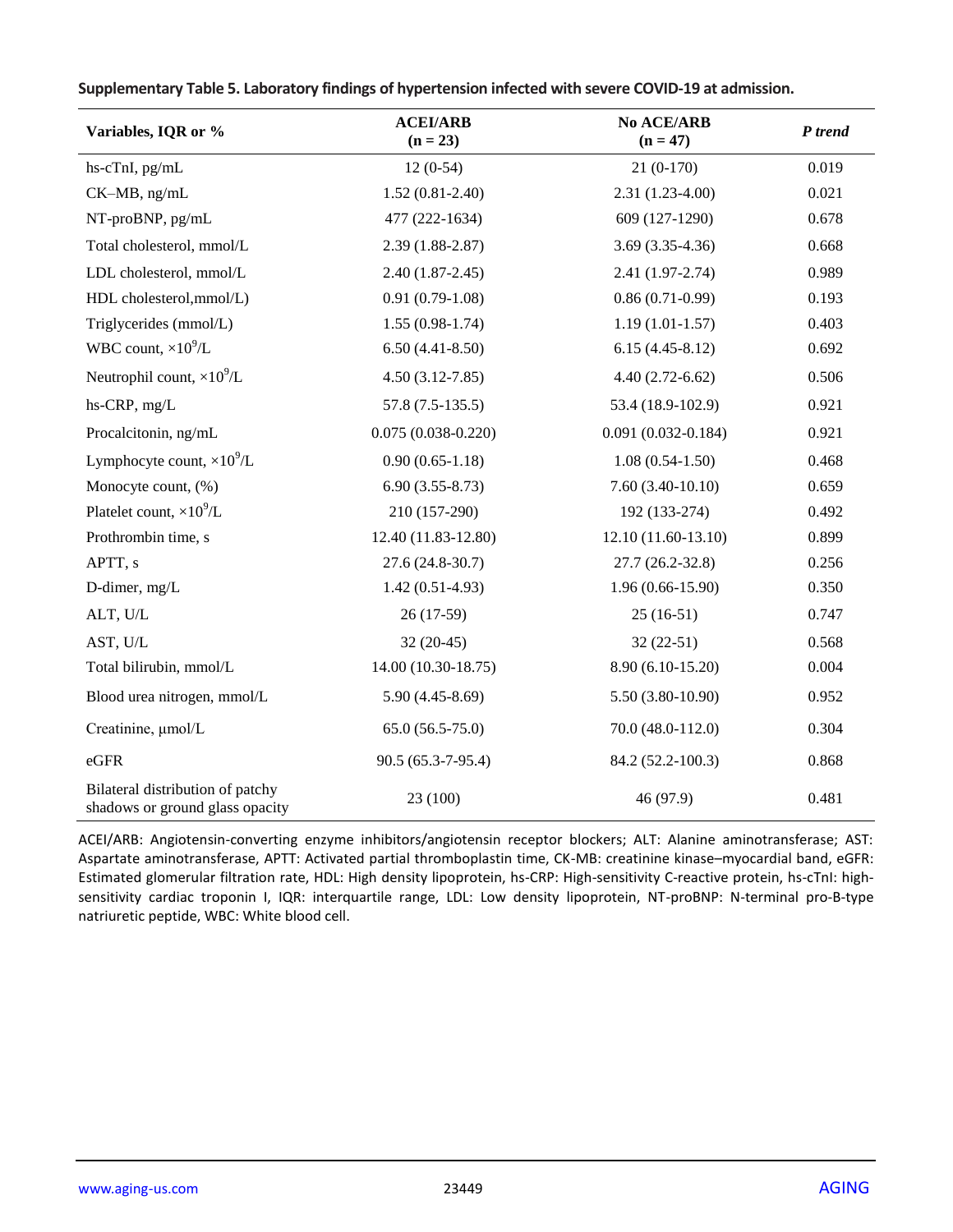**Supplementary Table 5. Laboratory findings of hypertension infected with severe COVID-19 at admission.**

| Variables, IQR or % | ACEI/ARB (n = 23) | No ACE/ARB (n = 47) | *P trend* |
|---|---|---|---|
| hs-cTnI, pg/mL | 12 (0-54) | 21 (0-170) | 0.019 |
| CK–MB, ng/mL | 1.52 (0.81-2.40) | 2.31 (1.23-4.00) | 0.021 |
| NT-proBNP, pg/mL | 477 (222-1634) | 609 (127-1290) | 0.678 |
| Total cholesterol, mmol/L | 2.39 (1.88-2.87) | 3.69 (3.35-4.36) | 0.668 |
| LDL cholesterol, mmol/L | 2.40 (1.87-2.45) | 2.41 (1.97-2.74) | 0.989 |
| HDL cholesterol,mmol/L) | 0.91 (0.79-1.08) | 0.86 (0.71-0.99) | 0.193 |
| Triglycerides (mmol/L) | 1.55 (0.98-1.74) | 1.19 (1.01-1.57) | 0.403 |
| WBC count, $\times10^9$/L | 6.50 (4.41-8.50) | 6.15 (4.45-8.12) | 0.692 |
| Neutrophil count, $\times10^9$/L | 4.50 (3.12-7.85) | 4.40 (2.72-6.62) | 0.506 |
| hs-CRP, mg/L | 57.8 (7.5-135.5) | 53.4 (18.9-102.9) | 0.921 |
| Procalcitonin, ng/mL | 0.075 (0.038-0.220) | 0.091 (0.032-0.184) | 0.921 |
| Lymphocyte count, $\times10^9$/L | 0.90 (0.65-1.18) | 1.08 (0.54-1.50) | 0.468 |
| Monocyte count, (%) | 6.90 (3.55-8.73) | 7.60 (3.40-10.10) | 0.659 |
| Platelet count, $\times10^9$/L | 210 (157-290) | 192 (133-274) | 0.492 |
| Prothrombin time, s | 12.40 (11.83-12.80) | 12.10 (11.60-13.10) | 0.899 |
| APTT, s | 27.6 (24.8-30.7) | 27.7 (26.2-32.8) | 0.256 |
| D-dimer, mg/L | 1.42 (0.51-4.93) | 1.96 (0.66-15.90) | 0.350 |
| ALT, U/L | 26 (17-59) | 25 (16-51) | 0.747 |
| AST, U/L | 32 (20-45) | 32 (22-51) | 0.568 |
| Total bilirubin, mmol/L | 14.00 (10.30-18.75) | 8.90 (6.10-15.20) | 0.004 |
| Blood urea nitrogen, mmol/L | 5.90 (4.45-8.69) | 5.50 (3.80-10.90) | 0.952 |
| Creatinine, μmol/L | 65.0 (56.5-75.0) | 70.0 (48.0-112.0) | 0.304 |
| eGFR | 90.5 (65.3-7-95.4) | 84.2 (52.2-100.3) | 0.868 |
| Bilateral distribution of patchy shadows or ground glass opacity | 23 (100) | 46 (97.9) | 0.481 |

ACEI/ARB: Angiotensin-converting enzyme inhibitors/angiotensin receptor blockers; ALT: Alanine aminotransferase; AST: Aspartate aminotransferase, APTT: Activated partial thromboplastin time, CK-MB: creatinine kinase–myocardial band, eGFR: Estimated glomerular filtration rate, HDL: High density lipoprotein, hs-CRP: High-sensitivity C-reactive protein, hs-cTnI: high-sensitivity cardiac troponin I, IQR: interquartile range, LDL: Low density lipoprotein, NT-proBNP: N-terminal pro-B-type natriuretic peptide, WBC: White blood cell.